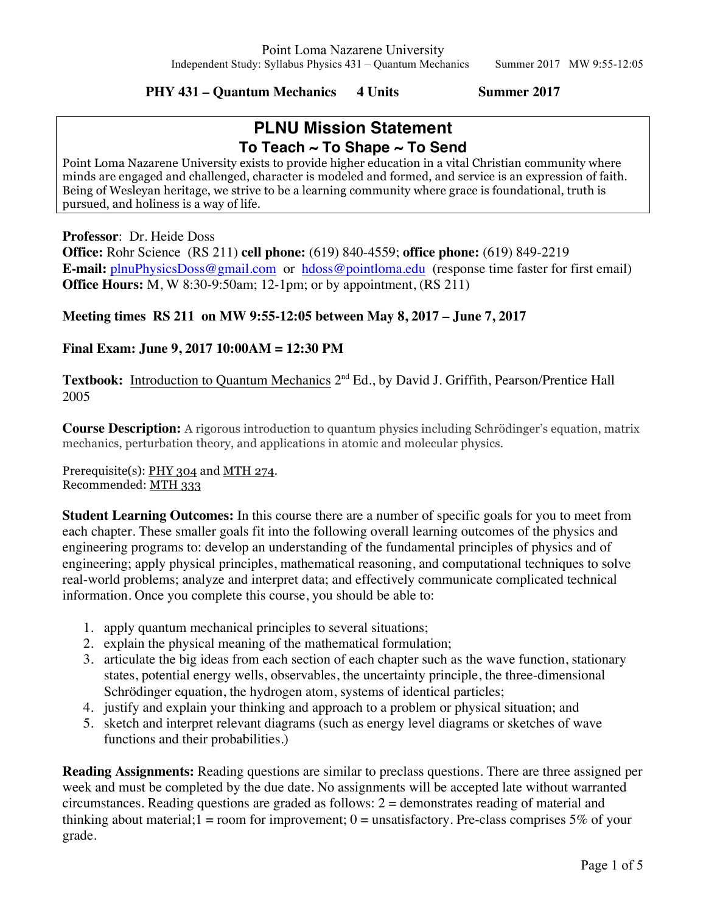**PHY 431 – Quantum Mechanics 4 Units Summer 2017**

## PLNU Mission Statement

### To Teach ~ To Shape ~ To Send

Point Loma Nazarene University exists to provide higher education in a vital Christian community where minds are engaged and challenged, character is modeled and formed, and service is an expression of faith. Being of Wesleyan heritage, we strive to be a learning community where grace is foundational, truth is pursued, and holiness is a way of life.

**Professor**: Dr. Heide Doss
**Office:** Rohr Science (RS 211) **cell phone:** (619) 840-4559; **office phone:** (619) 849-2219
**E-mail:** plnuPhysicsDoss@gmail.com or hdoss@pointloma.edu (response time faster for first email)
**Office Hours:** M, W 8:30-9:50am; 12-1pm; or by appointment, (RS 211)

**Meeting times RS 211 on MW 9:55-12:05 between May 8, 2017 – June 7, 2017**

**Final Exam: June 9, 2017 10:00AM = 12:30 PM**

**Textbook:** Introduction to Quantum Mechanics 2nd Ed., by David J. Griffith, Pearson/Prentice Hall 2005

**Course Description:** A rigorous introduction to quantum physics including Schrödinger's equation, matrix mechanics, perturbation theory, and applications in atomic and molecular physics.

Prerequisite(s): PHY 304 and MTH 274.
Recommended: MTH 333

**Student Learning Outcomes:** In this course there are a number of specific goals for you to meet from each chapter. These smaller goals fit into the following overall learning outcomes of the physics and engineering programs to: develop an understanding of the fundamental principles of physics and of engineering; apply physical principles, mathematical reasoning, and computational techniques to solve real-world problems; analyze and interpret data; and effectively communicate complicated technical information. Once you complete this course, you should be able to:

1. apply quantum mechanical principles to several situations;
2. explain the physical meaning of the mathematical formulation;
3. articulate the big ideas from each section of each chapter such as the wave function, stationary states, potential energy wells, observables, the uncertainty principle, the three-dimensional Schrödinger equation, the hydrogen atom, systems of identical particles;
4. justify and explain your thinking and approach to a problem or physical situation; and
5. sketch and interpret relevant diagrams (such as energy level diagrams or sketches of wave functions and their probabilities.)

**Reading Assignments:** Reading questions are similar to preclass questions. There are three assigned per week and must be completed by the due date. No assignments will be accepted late without warranted circumstances. Reading questions are graded as follows: 2 = demonstrates reading of material and thinking about material; 1 = room for improvement; 0 = unsatisfactory. Pre-class comprises 5% of your grade.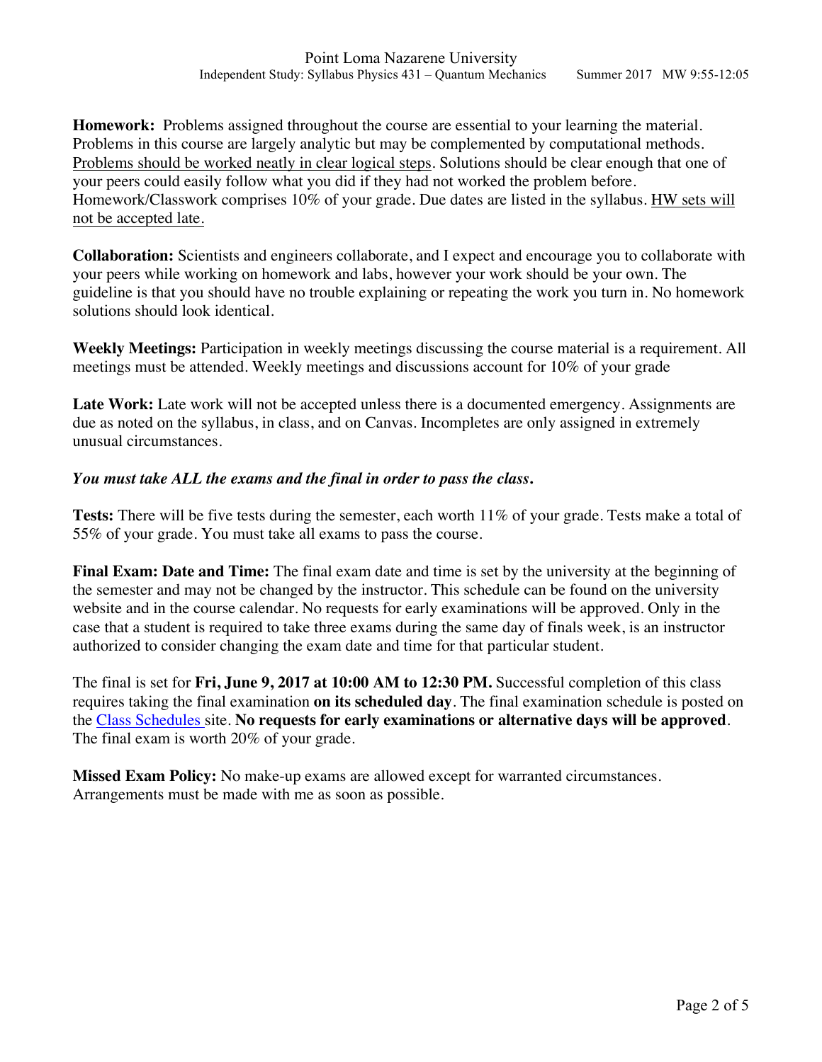**Homework:** Problems assigned throughout the course are essential to your learning the material. Problems in this course are largely analytic but may be complemented by computational methods. Problems should be worked neatly in clear logical steps. Solutions should be clear enough that one of your peers could easily follow what you did if they had not worked the problem before. Homework/Classwork comprises 10% of your grade. Due dates are listed in the syllabus. HW sets will not be accepted late.

**Collaboration:** Scientists and engineers collaborate, and I expect and encourage you to collaborate with your peers while working on homework and labs, however your work should be your own. The guideline is that you should have no trouble explaining or repeating the work you turn in. No homework solutions should look identical.

**Weekly Meetings:** Participation in weekly meetings discussing the course material is a requirement. All meetings must be attended. Weekly meetings and discussions account for 10% of your grade

**Late Work:** Late work will not be accepted unless there is a documented emergency. Assignments are due as noted on the syllabus, in class, and on Canvas. Incompletes are only assigned in extremely unusual circumstances.

***You must take ALL the exams and the final in order to pass the class.***

**Tests:** There will be five tests during the semester, each worth 11% of your grade. Tests make a total of 55% of your grade. You must take all exams to pass the course.

**Final Exam: Date and Time:** The final exam date and time is set by the university at the beginning of the semester and may not be changed by the instructor. This schedule can be found on the university website and in the course calendar. No requests for early examinations will be approved. Only in the case that a student is required to take three exams during the same day of finals week, is an instructor authorized to consider changing the exam date and time for that particular student.

The final is set for **Fri, June 9, 2017 at 10:00 AM to 12:30 PM.** Successful completion of this class requires taking the final examination **on its scheduled day**. The final examination schedule is posted on the Class Schedules site. **No requests for early examinations or alternative days will be approved**. The final exam is worth 20% of your grade.

**Missed Exam Policy:** No make-up exams are allowed except for warranted circumstances. Arrangements must be made with me as soon as possible.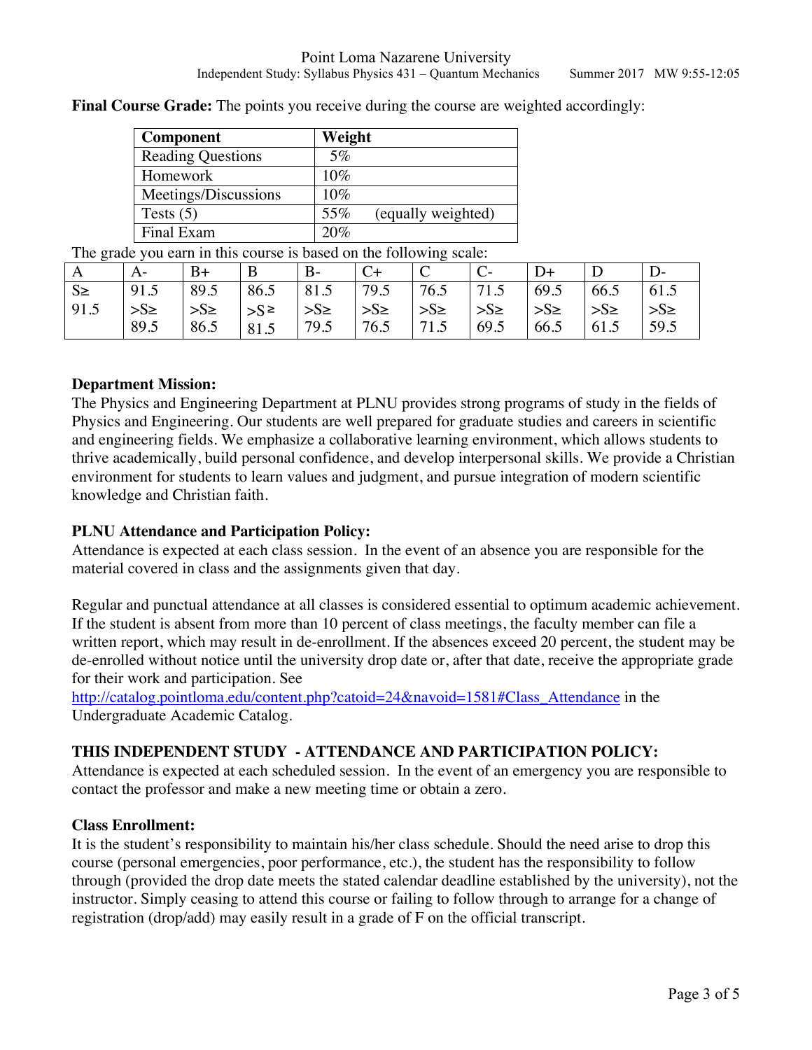**Final Course Grade:** The points you receive during the course are weighted accordingly:

| Component | Weight |
|---|---|
| Reading Questions | 5% |
| Homework | 10% |
| Meetings/Discussions | 10% |
| Tests (5) | 55% (equally weighted) |
| Final Exam | 20% |

The grade you earn in this course is based on the following scale:

| A | A- | B+ | B | B- | C+ | C | C- | D+ | D | D- |
|---|---|---|---|---|---|---|---|---|---|---|
| S≥ 91.5 | 91.5 >S≥ 89.5 | 89.5 >S≥ 86.5 | 86.5 >S≥ 81.5 | 81.5 >S≥ 79.5 | 79.5 >S≥ 76.5 | 76.5 >S≥ 71.5 | 71.5 >S≥ 69.5 | 69.5 >S≥ 66.5 | 66.5 >S≥ 61.5 | 61.5 >S≥ 59.5 |

**Department Mission:**

The Physics and Engineering Department at PLNU provides strong programs of study in the fields of Physics and Engineering. Our students are well prepared for graduate studies and careers in scientific and engineering fields. We emphasize a collaborative learning environment, which allows students to thrive academically, build personal confidence, and develop interpersonal skills. We provide a Christian environment for students to learn values and judgment, and pursue integration of modern scientific knowledge and Christian faith.

**PLNU Attendance and Participation Policy:**

Attendance is expected at each class session. In the event of an absence you are responsible for the material covered in class and the assignments given that day.

Regular and punctual attendance at all classes is considered essential to optimum academic achievement. If the student is absent from more than 10 percent of class meetings, the faculty member can file a written report, which may result in de-enrollment. If the absences exceed 20 percent, the student may be de-enrolled without notice until the university drop date or, after that date, receive the appropriate grade for their work and participation. See http://catalog.pointloma.edu/content.php?catoid=24&navoid=1581#Class_Attendance in the Undergraduate Academic Catalog.

**THIS INDEPENDENT STUDY - ATTENDANCE AND PARTICIPATION POLICY:**

Attendance is expected at each scheduled session. In the event of an emergency you are responsible to contact the professor and make a new meeting time or obtain a zero.

**Class Enrollment:**

It is the student's responsibility to maintain his/her class schedule. Should the need arise to drop this course (personal emergencies, poor performance, etc.), the student has the responsibility to follow through (provided the drop date meets the stated calendar deadline established by the university), not the instructor. Simply ceasing to attend this course or failing to follow through to arrange for a change of registration (drop/add) may easily result in a grade of F on the official transcript.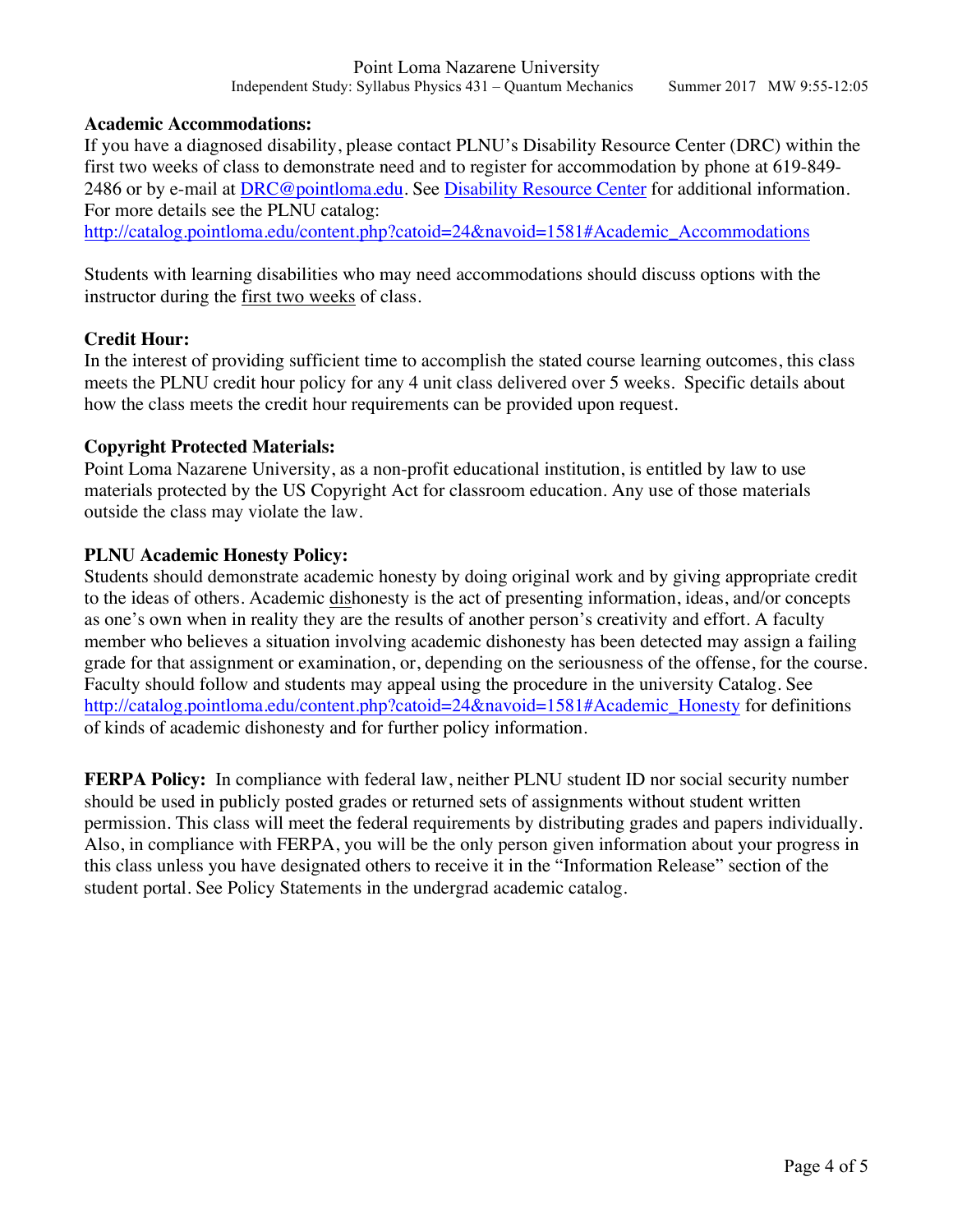**Academic Accommodations:**
If you have a diagnosed disability, please contact PLNU's Disability Resource Center (DRC) within the first two weeks of class to demonstrate need and to register for accommodation by phone at 619-849-2486 or by e-mail at DRC@pointloma.edu. See Disability Resource Center for additional information. For more details see the PLNU catalog:
http://catalog.pointloma.edu/content.php?catoid=24&navoid=1581#Academic_Accommodations

Students with learning disabilities who may need accommodations should discuss options with the instructor during the first two weeks of class.

**Credit Hour:**
In the interest of providing sufficient time to accomplish the stated course learning outcomes, this class meets the PLNU credit hour policy for any 4 unit class delivered over 5 weeks. Specific details about how the class meets the credit hour requirements can be provided upon request.

**Copyright Protected Materials:**
Point Loma Nazarene University, as a non-profit educational institution, is entitled by law to use materials protected by the US Copyright Act for classroom education. Any use of those materials outside the class may violate the law.

**PLNU Academic Honesty Policy:**
Students should demonstrate academic honesty by doing original work and by giving appropriate credit to the ideas of others. Academic dishonesty is the act of presenting information, ideas, and/or concepts as one's own when in reality they are the results of another person's creativity and effort. A faculty member who believes a situation involving academic dishonesty has been detected may assign a failing grade for that assignment or examination, or, depending on the seriousness of the offense, for the course. Faculty should follow and students may appeal using the procedure in the university Catalog. See http://catalog.pointloma.edu/content.php?catoid=24&navoid=1581#Academic_Honesty for definitions of kinds of academic dishonesty and for further policy information.

**FERPA Policy:** In compliance with federal law, neither PLNU student ID nor social security number should be used in publicly posted grades or returned sets of assignments without student written permission. This class will meet the federal requirements by distributing grades and papers individually. Also, in compliance with FERPA, you will be the only person given information about your progress in this class unless you have designated others to receive it in the "Information Release" section of the student portal. See Policy Statements in the undergrad academic catalog.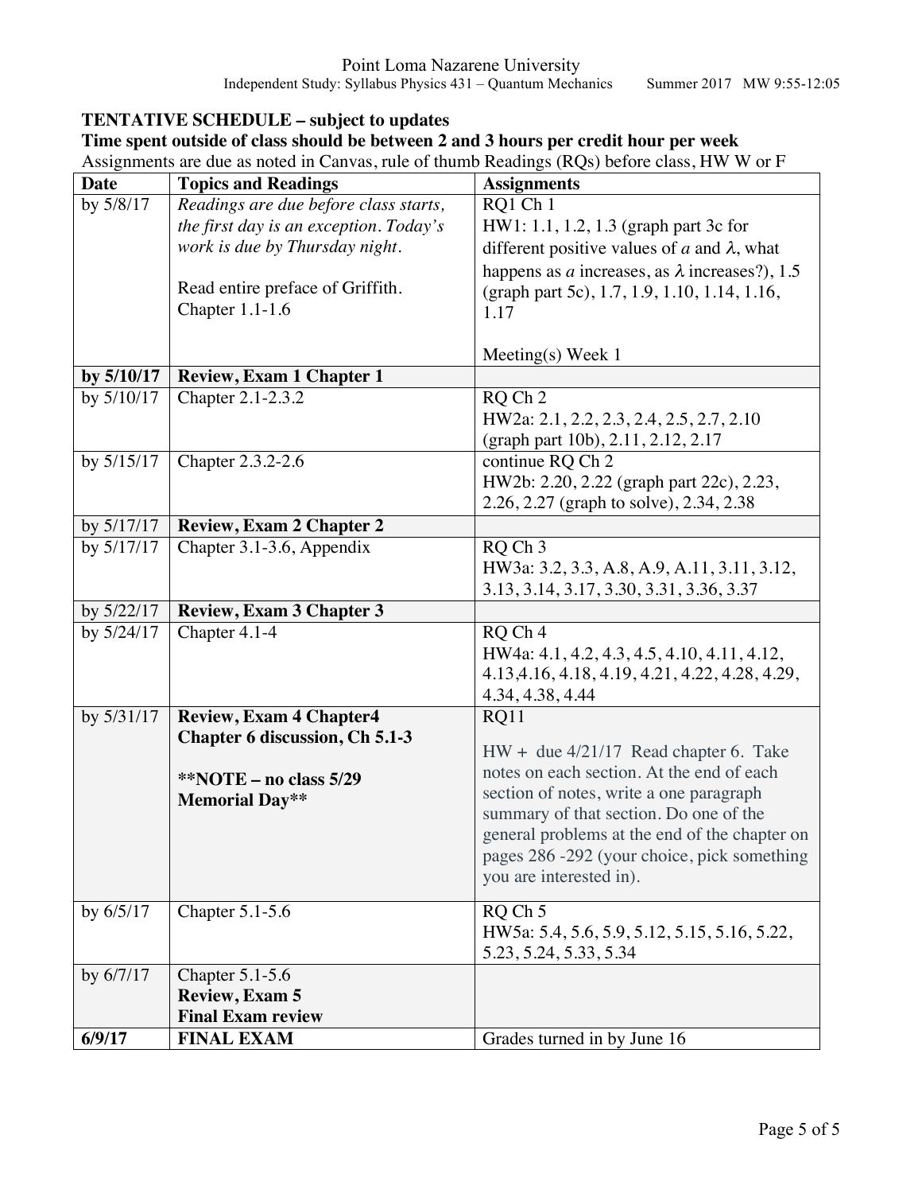**TENTATIVE SCHEDULE – subject to updates**

**Time spent outside of class should be between 2 and 3 hours per credit hour per week**

Assignments are due as noted in Canvas, rule of thumb Readings (RQs) before class, HW W or F

| Date | Topics and Readings | Assignments |
|---|---|---|
| by 5/8/17 | *Readings are due before class starts, the first day is an exception. Today's work is due by Thursday night.*<br><br>Read entire preface of Griffith. Chapter 1.1-1.6 | RQ1 Ch 1<br>HW1: 1.1, 1.2, 1.3 (graph part 3c for different positive values of *a* and $\lambda$, what happens as *a* increases, as $\lambda$ increases?), 1.5 (graph part 5c), 1.7, 1.9, 1.10, 1.14, 1.16, 1.17<br><br>Meeting(s) Week 1 |
| **by 5/10/17** | **Review, Exam 1 Chapter 1** | |
| by 5/10/17 | Chapter 2.1-2.3.2 | RQ Ch 2<br>HW2a: 2.1, 2.2, 2.3, 2.4, 2.5, 2.7, 2.10 (graph part 10b), 2.11, 2.12, 2.17 |
| by 5/15/17 | Chapter 2.3.2-2.6 | continue RQ Ch 2<br>HW2b: 2.20, 2.22 (graph part 22c), 2.23, 2.26, 2.27 (graph to solve), 2.34, 2.38 |
| by 5/17/17 | **Review, Exam 2 Chapter 2** | |
| by 5/17/17 | Chapter 3.1-3.6, Appendix | RQ Ch 3<br>HW3a: 3.2, 3.3, A.8, A.9, A.11, 3.11, 3.12, 3.13, 3.14, 3.17, 3.30, 3.31, 3.36, 3.37 |
| by 5/22/17 | **Review, Exam 3 Chapter 3** | |
| by 5/24/17 | Chapter 4.1-4 | RQ Ch 4<br>HW4a: 4.1, 4.2, 4.3, 4.5, 4.10, 4.11, 4.12, 4.13,4.16, 4.18, 4.19, 4.21, 4.22, 4.28, 4.29, 4.34, 4.38, 4.44 |
| by 5/31/17 | **Review, Exam 4 Chapter4**<br>**Chapter 6 discussion, Ch 5.1-3**<br><br>**\*\*NOTE – no class 5/29 Memorial Day\*\*** | RQ11<br><br>HW + due 4/21/17 Read chapter 6. Take notes on each section. At the end of each section of notes, write a one paragraph summary of that section. Do one of the general problems at the end of the chapter on pages 286 -292 (your choice, pick something you are interested in). |
| by 6/5/17 | Chapter 5.1-5.6 | RQ Ch 5<br>HW5a: 5.4, 5.6, 5.9, 5.12, 5.15, 5.16, 5.22, 5.23, 5.24, 5.33, 5.34 |
| by 6/7/17 | Chapter 5.1-5.6<br>**Review, Exam 5**<br>**Final Exam review** | |
| **6/9/17** | **FINAL EXAM** | Grades turned in by June 16 |